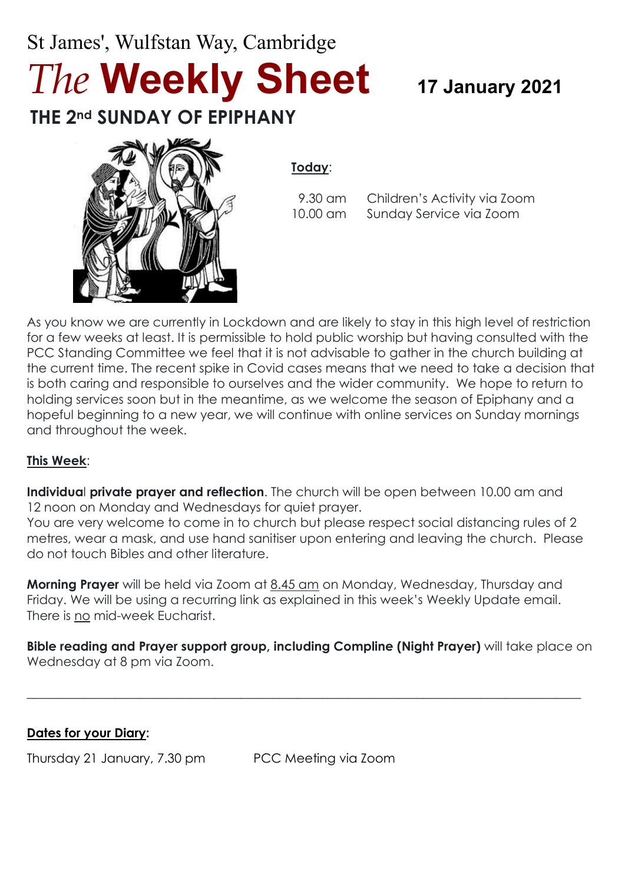St James', Wulfstan Way, Cambridge

# *The* **Weekly Sheet**

**17 January 2021**

## THE 2nd SUNDAY OF EPIPHANY

**Today**:

9.30 am Children's Activity via Zoom
10.00 am Sunday Service via Zoom

As you know we are currently in Lockdown and are likely to stay in this high level of restriction for a few weeks at least. It is permissible to hold public worship but having consulted with the PCC Standing Committee we feel that it is not advisable to gather in the church building at the current time. The recent spike in Covid cases means that we need to take a decision that is both caring and responsible to ourselves and the wider community. We hope to return to holding services soon but in the meantime, as we welcome the season of Epiphany and a hopeful beginning to a new year, we will continue with online services on Sunday mornings and throughout the week.

**This Week**:

**Individual private prayer and reflection**. The church will be open between 10.00 am and 12 noon on Monday and Wednesdays for quiet prayer.
You are very welcome to come in to church but please respect social distancing rules of 2 metres, wear a mask, and use hand sanitiser upon entering and leaving the church. Please do not touch Bibles and other literature.

**Morning Prayer** will be held via Zoom at 8.45 am on Monday, Wednesday, Thursday and Friday. We will be using a recurring link as explained in this week's Weekly Update email. There is no mid-week Eucharist.

**Bible reading and Prayer support group, including Compline (Night Prayer)** will take place on Wednesday at 8 pm via Zoom.

---

**Dates for your Diary:**

Thursday 21 January, 7.30 pm PCC Meeting via Zoom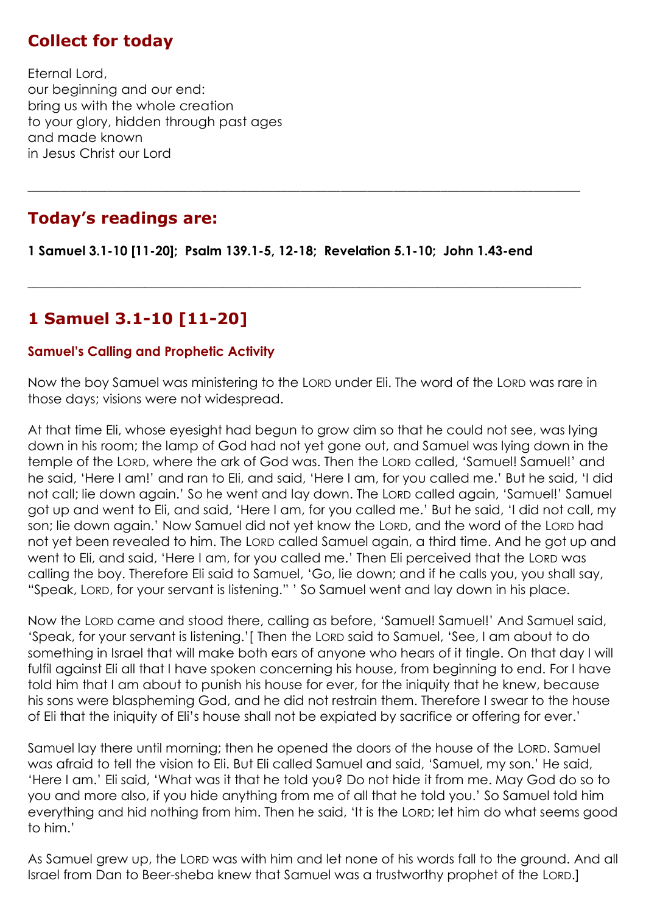## Collect for today

Eternal Lord,
our beginning and our end:
bring us with the whole creation
to your glory, hidden through past ages
and made known
in Jesus Christ our Lord

---

## Today's readings are:

**1 Samuel 3.1-10 [11-20]; Psalm 139.1-5, 12-18; Revelation 5.1-10; John 1.43-end**

---

## 1 Samuel 3.1-10 [11-20]

### Samuel's Calling and Prophetic Activity

Now the boy Samuel was ministering to the LORD under Eli. The word of the LORD was rare in those days; visions were not widespread.

At that time Eli, whose eyesight had begun to grow dim so that he could not see, was lying down in his room; the lamp of God had not yet gone out, and Samuel was lying down in the temple of the LORD, where the ark of God was. Then the LORD called, 'Samuel! Samuel!' and he said, 'Here I am!' and ran to Eli, and said, 'Here I am, for you called me.' But he said, 'I did not call; lie down again.' So he went and lay down. The LORD called again, 'Samuel!' Samuel got up and went to Eli, and said, 'Here I am, for you called me.' But he said, 'I did not call, my son; lie down again.' Now Samuel did not yet know the LORD, and the word of the LORD had not yet been revealed to him. The LORD called Samuel again, a third time. And he got up and went to Eli, and said, 'Here I am, for you called me.' Then Eli perceived that the LORD was calling the boy. Therefore Eli said to Samuel, 'Go, lie down; and if he calls you, you shall say, "Speak, LORD, for your servant is listening." ' So Samuel went and lay down in his place.

Now the LORD came and stood there, calling as before, 'Samuel! Samuel!' And Samuel said, 'Speak, for your servant is listening.'[ Then the LORD said to Samuel, 'See, I am about to do something in Israel that will make both ears of anyone who hears of it tingle. On that day I will fulfil against Eli all that I have spoken concerning his house, from beginning to end. For I have told him that I am about to punish his house for ever, for the iniquity that he knew, because his sons were blaspheming God, and he did not restrain them. Therefore I swear to the house of Eli that the iniquity of Eli's house shall not be expiated by sacrifice or offering for ever.'

Samuel lay there until morning; then he opened the doors of the house of the LORD. Samuel was afraid to tell the vision to Eli. But Eli called Samuel and said, 'Samuel, my son.' He said, 'Here I am.' Eli said, 'What was it that he told you? Do not hide it from me. May God do so to you and more also, if you hide anything from me of all that he told you.' So Samuel told him everything and hid nothing from him. Then he said, 'It is the LORD; let him do what seems good to him.'

As Samuel grew up, the LORD was with him and let none of his words fall to the ground. And all Israel from Dan to Beer-sheba knew that Samuel was a trustworthy prophet of the LORD.]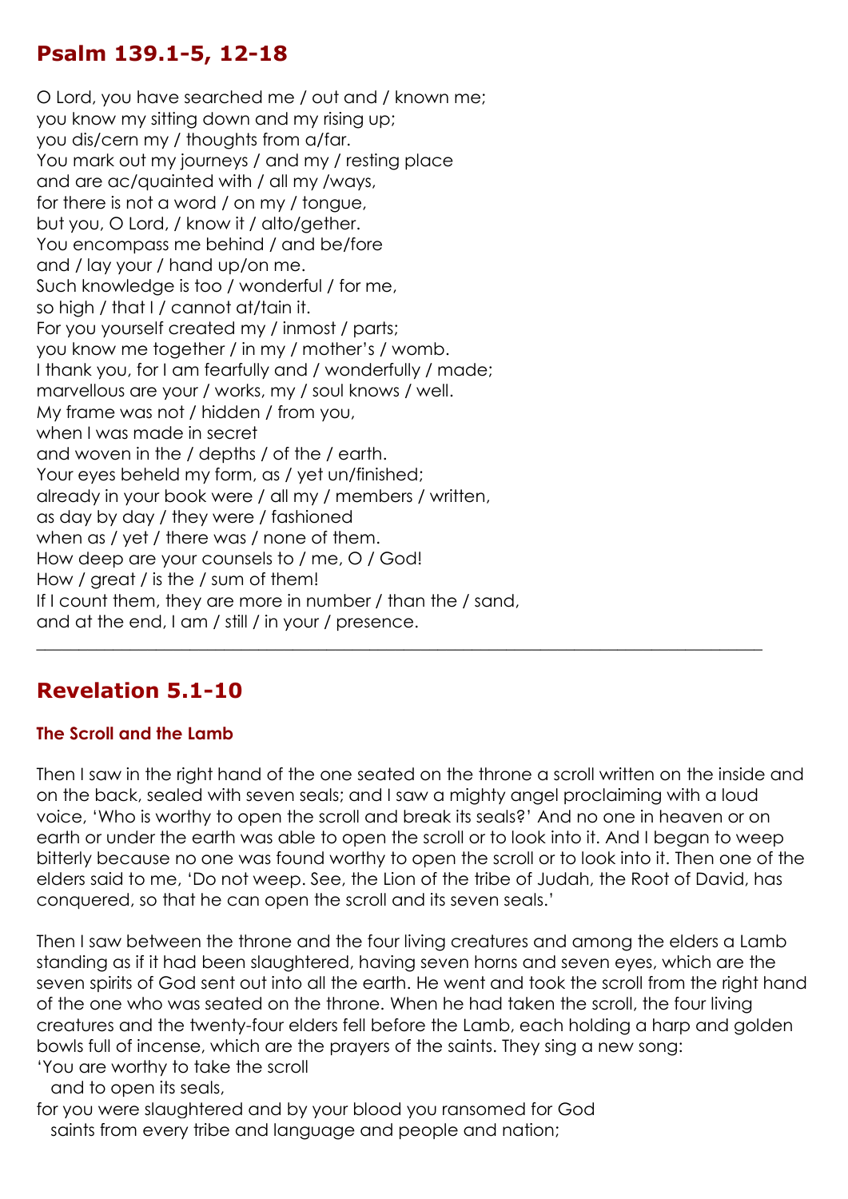## Psalm 139.1-5, 12-18

O Lord, you have searched me / out and / known me;
you know my sitting down and my rising up;
you dis/cern my / thoughts from a/far.
You mark out my journeys / and my / resting place
and are ac/quainted with / all my /ways,
for there is not a word / on my / tongue,
but you, O Lord, / know it / alto/gether.
You encompass me behind / and be/fore
and / lay your / hand up/on me.
Such knowledge is too / wonderful / for me,
so high / that I / cannot at/tain it.
For you yourself created my / inmost / parts;
you know me together / in my / mother's / womb.
I thank you, for I am fearfully and / wonderfully / made;
marvellous are your / works, my / soul knows / well.
My frame was not / hidden / from you,
when I was made in secret
and woven in the / depths / of the / earth.
Your eyes beheld my form, as / yet un/finished;
already in your book were / all my / members / written,
as day by day / they were / fashioned
when as / yet / there was / none of them.
How deep are your counsels to / me, O / God!
How / great / is the / sum of them!
If I count them, they are more in number / than the / sand,
and at the end, I am / still / in your / presence.

---

## Revelation 5.1-10

### The Scroll and the Lamb

Then I saw in the right hand of the one seated on the throne a scroll written on the inside and on the back, sealed with seven seals; and I saw a mighty angel proclaiming with a loud voice, 'Who is worthy to open the scroll and break its seals?' And no one in heaven or on earth or under the earth was able to open the scroll or to look into it. And I began to weep bitterly because no one was found worthy to open the scroll or to look into it. Then one of the elders said to me, 'Do not weep. See, the Lion of the tribe of Judah, the Root of David, has conquered, so that he can open the scroll and its seven seals.'

Then I saw between the throne and the four living creatures and among the elders a Lamb standing as if it had been slaughtered, having seven horns and seven eyes, which are the seven spirits of God sent out into all the earth. He went and took the scroll from the right hand of the one who was seated on the throne. When he had taken the scroll, the four living creatures and the twenty-four elders fell before the Lamb, each holding a harp and golden bowls full of incense, which are the prayers of the saints. They sing a new song:
'You are worthy to take the scroll
  and to open its seals,
for you were slaughtered and by your blood you ransomed for God
  saints from every tribe and language and people and nation;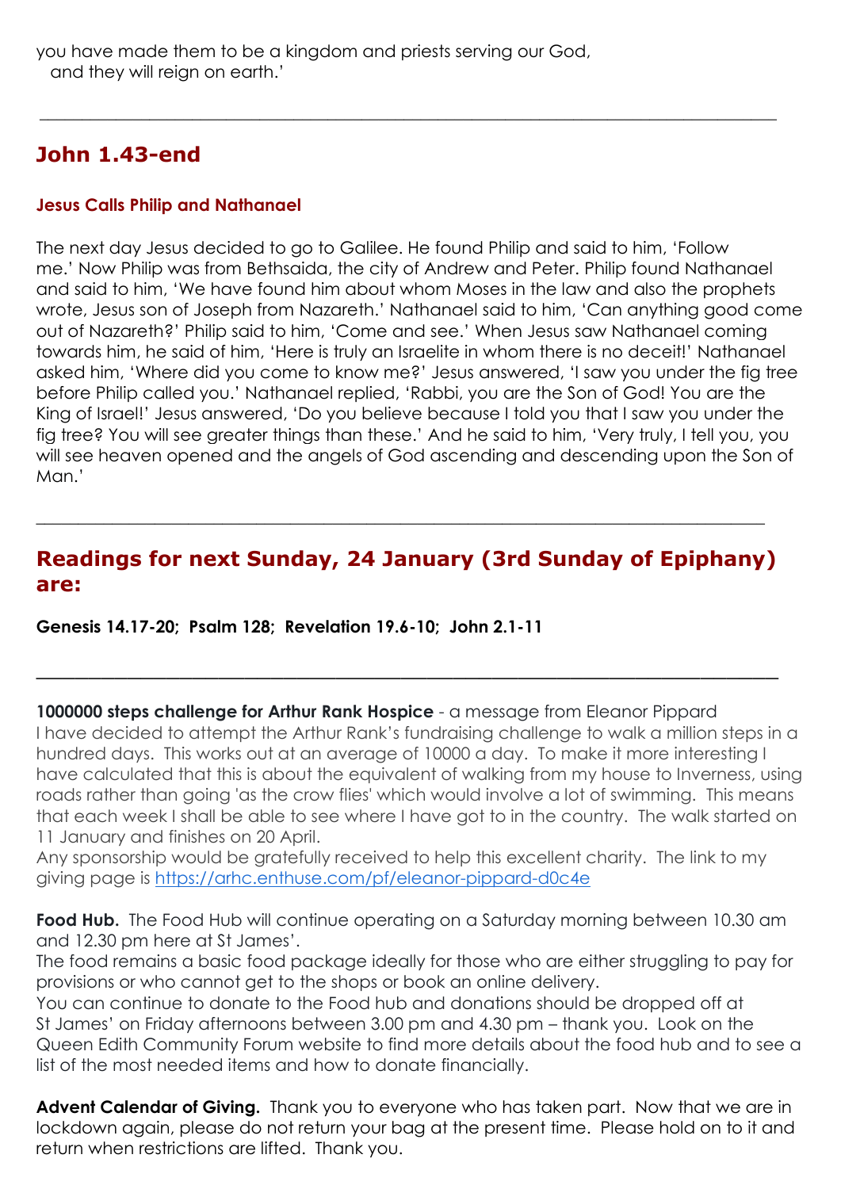you have made them to be a kingdom and priests serving our God,
   and they will reign on earth.'

---

## John 1.43-end

### Jesus Calls Philip and Nathanael

The next day Jesus decided to go to Galilee. He found Philip and said to him, 'Follow me.' Now Philip was from Bethsaida, the city of Andrew and Peter. Philip found Nathanael and said to him, 'We have found him about whom Moses in the law and also the prophets wrote, Jesus son of Joseph from Nazareth.' Nathanael said to him, 'Can anything good come out of Nazareth?' Philip said to him, 'Come and see.' When Jesus saw Nathanael coming towards him, he said of him, 'Here is truly an Israelite in whom there is no deceit!' Nathanael asked him, 'Where did you come to know me?' Jesus answered, 'I saw you under the fig tree before Philip called you.' Nathanael replied, 'Rabbi, you are the Son of God! You are the King of Israel!' Jesus answered, 'Do you believe because I told you that I saw you under the fig tree? You will see greater things than these.' And he said to him, 'Very truly, I tell you, you will see heaven opened and the angels of God ascending and descending upon the Son of Man.'

---

## Readings for next Sunday, 24 January (3rd Sunday of Epiphany) are:

**Genesis 14.17-20; Psalm 128; Revelation 19.6-10; John 2.1-11**

---

**1000000 steps challenge for Arthur Rank Hospice** - a message from Eleanor Pippard
I have decided to attempt the Arthur Rank's fundraising challenge to walk a million steps in a hundred days. This works out at an average of 10000 a day. To make it more interesting I have calculated that this is about the equivalent of walking from my house to Inverness, using roads rather than going 'as the crow flies' which would involve a lot of swimming. This means that each week I shall be able to see where I have got to in the country. The walk started on 11 January and finishes on 20 April.
Any sponsorship would be gratefully received to help this excellent charity. The link to my giving page is https://arhc.enthuse.com/pf/eleanor-pippard-d0c4e

**Food Hub.** The Food Hub will continue operating on a Saturday morning between 10.30 am and 12.30 pm here at St James'.
The food remains a basic food package ideally for those who are either struggling to pay for provisions or who cannot get to the shops or book an online delivery.
You can continue to donate to the Food hub and donations should be dropped off at St James' on Friday afternoons between 3.00 pm and 4.30 pm – thank you. Look on the Queen Edith Community Forum website to find more details about the food hub and to see a list of the most needed items and how to donate financially.

**Advent Calendar of Giving.** Thank you to everyone who has taken part. Now that we are in lockdown again, please do not return your bag at the present time. Please hold on to it and return when restrictions are lifted. Thank you.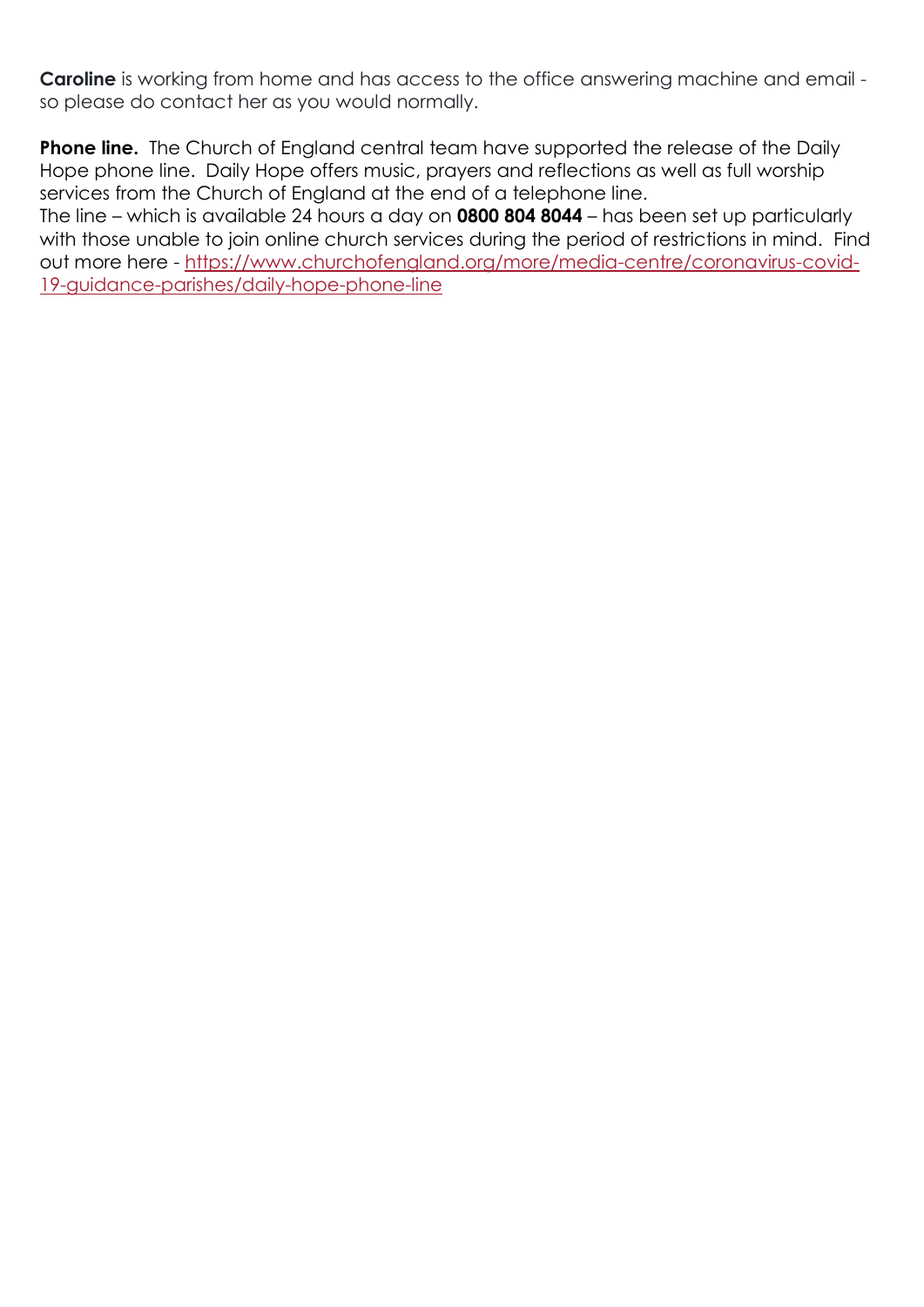**Caroline** is working from home and has access to the office answering machine and email - so please do contact her as you would normally.

**Phone line.** The Church of England central team have supported the release of the Daily Hope phone line. Daily Hope offers music, prayers and reflections as well as full worship services from the Church of England at the end of a telephone line.
The line – which is available 24 hours a day on **0800 804 8044** – has been set up particularly with those unable to join online church services during the period of restrictions in mind. Find out more here - [https://www.churchofengland.org/more/media-centre/coronavirus-covid-19-guidance-parishes/daily-hope-phone-line](https://www.churchofengland.org/more/media-centre/coronavirus-covid-19-guidance-parishes/daily-hope-phone-line)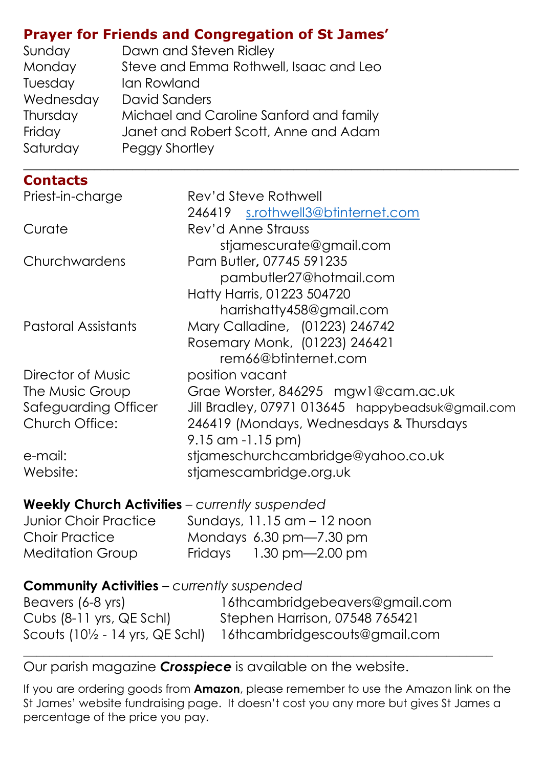## Prayer for Friends and Congregation of St James'

| | |
|---|---|
| Sunday | Dawn and Steven Ridley |
| Monday | Steve and Emma Rothwell, Isaac and Leo |
| Tuesday | Ian Rowland |
| Wednesday | David Sanders |
| Thursday | Michael and Caroline Sanford and family |
| Friday | Janet and Robert Scott, Anne and Adam |
| Saturday | Peggy Shortley |

---

## Contacts

| | |
|---|---|
| Priest-in-charge | Rev'd Steve Rothwell<br>246419 s.rothwell3@btinternet.com |
| Curate | Rev'd Anne Strauss<br>stjamescurate@gmail.com |
| Churchwardens | Pam Butler, 07745 591235<br>pambutler27@hotmail.com<br>Hatty Harris, 01223 504720<br>harrishatty458@gmail.com |
| Pastoral Assistants | Mary Calladine, (01223) 246742<br>Rosemary Monk, (01223) 246421<br>rem66@btinternet.com |
| Director of Music | position vacant |
| The Music Group | Grae Worster, 846295 mgw1@cam.ac.uk |
| Safeguarding Officer | Jill Bradley, 07971 013645 happybeadsuk@gmail.com |
| Church Office: | 246419 (Mondays, Wednesdays & Thursdays 9.15 am -1.15 pm) |
| e-mail: | stjameschurchcambridge@yahoo.co.uk |
| Website: | stjamescambridge.org.uk |

**Weekly Church Activities** – *currently suspended*

| | |
|---|---|
| Junior Choir Practice | Sundays, 11.15 am – 12 noon |
| Choir Practice | Mondays 6.30 pm—7.30 pm |
| Meditation Group | Fridays 1.30 pm—2.00 pm |

**Community Activities** – *currently suspended*

| | |
|---|---|
| Beavers (6-8 yrs) | 16thcambridgebeavers@gmail.com |
| Cubs (8-11 yrs, QE Schl) | Stephen Harrison, 07548 765421 |
| Scouts (10½ - 14 yrs, QE Schl) | 16thcambridgescouts@gmail.com |

---

Our parish magazine ***Crosspiece*** is available on the website.

If you are ordering goods from **Amazon**, please remember to use the Amazon link on the St James' website fundraising page. It doesn't cost you any more but gives St James a percentage of the price you pay.